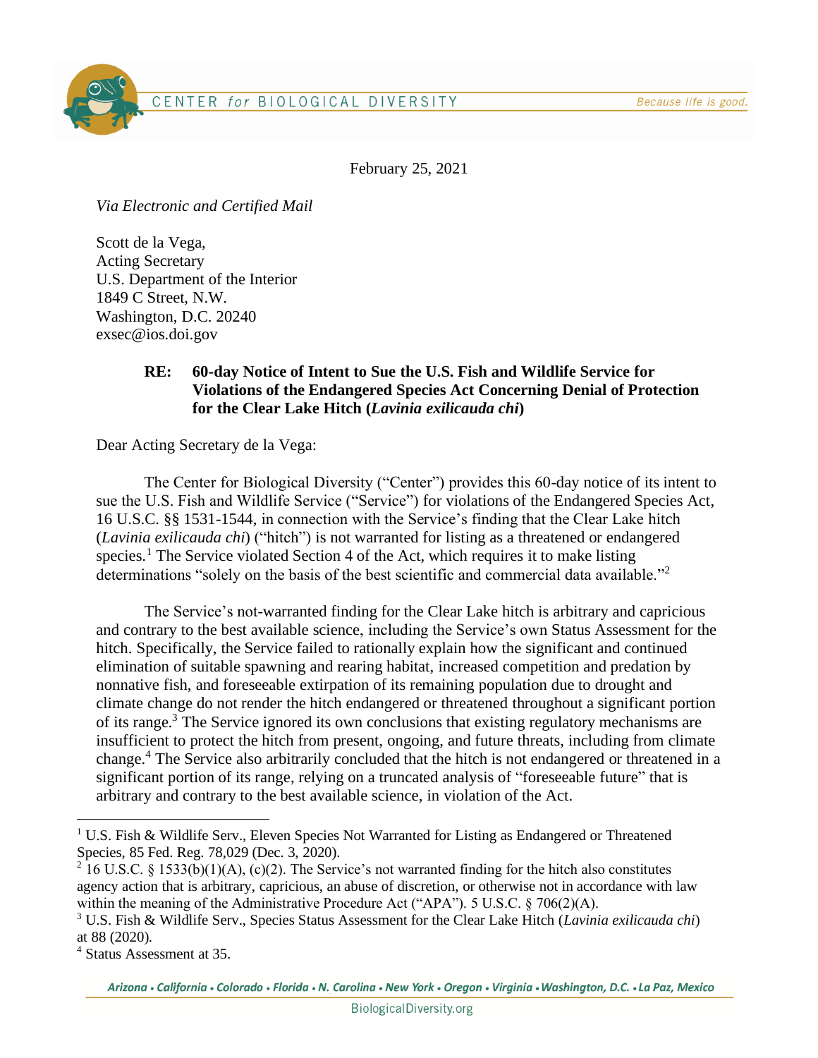CENTER *for* BIOLOGICAL DIVERSITY *Because life is good.*

February 25, 2021

*Via Electronic and Certified Mail*

Scott de la Vega,
Acting Secretary
U.S. Department of the Interior
1849 C Street, N.W.
Washington, D.C. 20240
exsec@ios.doi.gov

**RE: 60-day Notice of Intent to Sue the U.S. Fish and Wildlife Service for Violations of the Endangered Species Act Concerning Denial of Protection for the Clear Lake Hitch (*Lavinia exilicauda chi*)**

Dear Acting Secretary de la Vega:

The Center for Biological Diversity ("Center") provides this 60-day notice of its intent to sue the U.S. Fish and Wildlife Service ("Service") for violations of the Endangered Species Act, 16 U.S.C. §§ 1531-1544, in connection with the Service's finding that the Clear Lake hitch (*Lavinia exilicauda chi*) ("hitch") is not warranted for listing as a threatened or endangered species.[1] The Service violated Section 4 of the Act, which requires it to make listing determinations "solely on the basis of the best scientific and commercial data available."[2]

The Service's not-warranted finding for the Clear Lake hitch is arbitrary and capricious and contrary to the best available science, including the Service's own Status Assessment for the hitch. Specifically, the Service failed to rationally explain how the significant and continued elimination of suitable spawning and rearing habitat, increased competition and predation by nonnative fish, and foreseeable extirpation of its remaining population due to drought and climate change do not render the hitch endangered or threatened throughout a significant portion of its range.[3] The Service ignored its own conclusions that existing regulatory mechanisms are insufficient to protect the hitch from present, ongoing, and future threats, including from climate change.[4] The Service also arbitrarily concluded that the hitch is not endangered or threatened in a significant portion of its range, relying on a truncated analysis of "foreseeable future" that is arbitrary and contrary to the best available science, in violation of the Act.

---

[1] U.S. Fish & Wildlife Serv., Eleven Species Not Warranted for Listing as Endangered or Threatened Species, 85 Fed. Reg. 78,029 (Dec. 3, 2020).

[2] 16 U.S.C. § 1533(b)(1)(A), (c)(2). The Service's not warranted finding for the hitch also constitutes agency action that is arbitrary, capricious, an abuse of discretion, or otherwise not in accordance with law within the meaning of the Administrative Procedure Act ("APA"). 5 U.S.C. § 706(2)(A).

[3] U.S. Fish & Wildlife Serv., Species Status Assessment for the Clear Lake Hitch (*Lavinia exilicauda chi*) at 88 (2020).

[4] Status Assessment at 35.

*Arizona • California • Colorado • Florida • N. Carolina • New York • Oregon • Virginia • Washington, D.C. • La Paz, Mexico*

BiologicalDiversity.org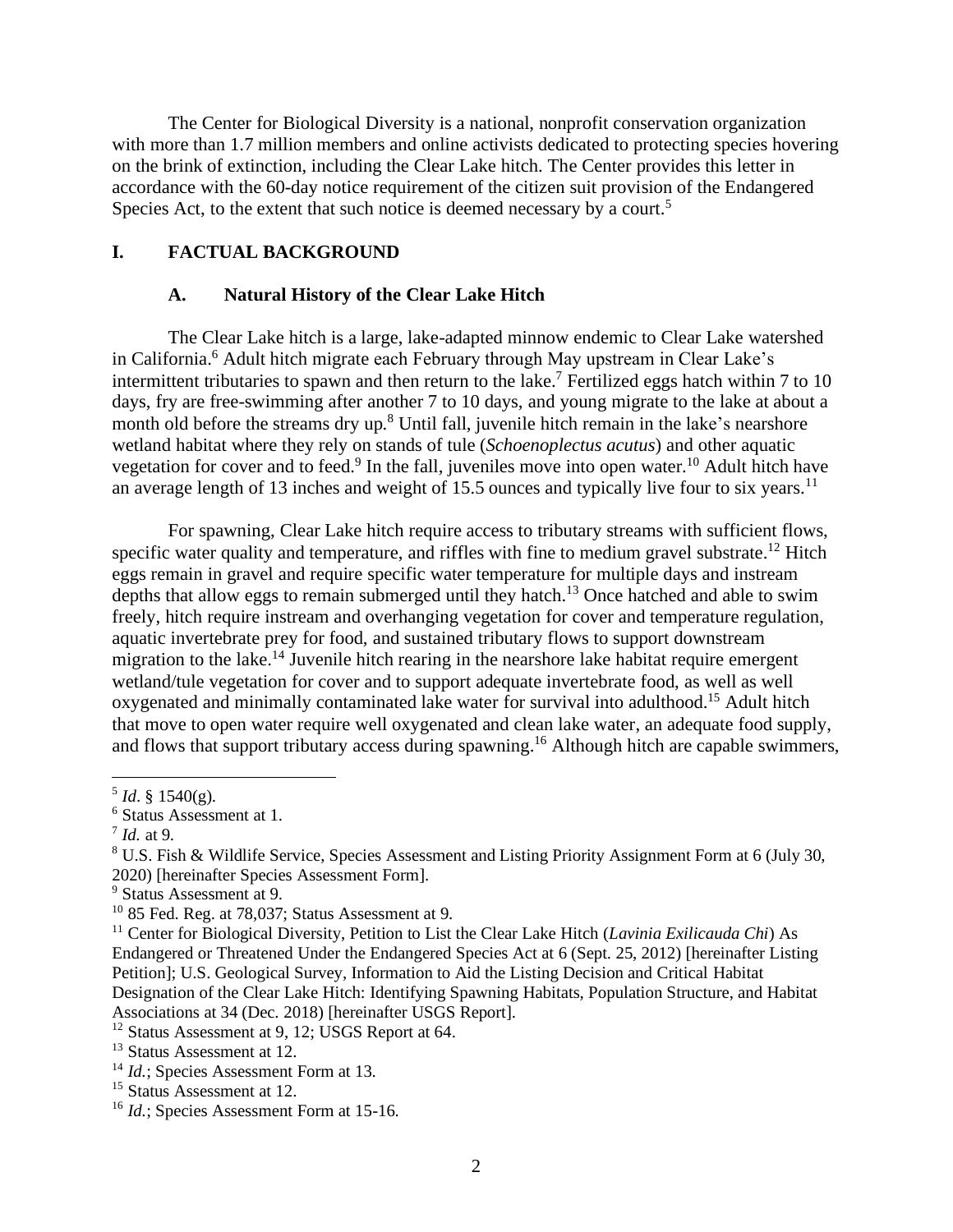The Center for Biological Diversity is a national, nonprofit conservation organization with more than 1.7 million members and online activists dedicated to protecting species hovering on the brink of extinction, including the Clear Lake hitch. The Center provides this letter in accordance with the 60-day notice requirement of the citizen suit provision of the Endangered Species Act, to the extent that such notice is deemed necessary by a court.[5]

## I. FACTUAL BACKGROUND

### A. Natural History of the Clear Lake Hitch

The Clear Lake hitch is a large, lake-adapted minnow endemic to Clear Lake watershed in California.[6] Adult hitch migrate each February through May upstream in Clear Lake's intermittent tributaries to spawn and then return to the lake.[7] Fertilized eggs hatch within 7 to 10 days, fry are free-swimming after another 7 to 10 days, and young migrate to the lake at about a month old before the streams dry up.[8] Until fall, juvenile hitch remain in the lake's nearshore wetland habitat where they rely on stands of tule (*Schoenoplectus acutus*) and other aquatic vegetation for cover and to feed.[9] In the fall, juveniles move into open water.[10] Adult hitch have an average length of 13 inches and weight of 15.5 ounces and typically live four to six years.[11]

For spawning, Clear Lake hitch require access to tributary streams with sufficient flows, specific water quality and temperature, and riffles with fine to medium gravel substrate.[12] Hitch eggs remain in gravel and require specific water temperature for multiple days and instream depths that allow eggs to remain submerged until they hatch.[13] Once hatched and able to swim freely, hitch require instream and overhanging vegetation for cover and temperature regulation, aquatic invertebrate prey for food, and sustained tributary flows to support downstream migration to the lake.[14] Juvenile hitch rearing in the nearshore lake habitat require emergent wetland/tule vegetation for cover and to support adequate invertebrate food, as well as well oxygenated and minimally contaminated lake water for survival into adulthood.[15] Adult hitch that move to open water require well oxygenated and clean lake water, an adequate food supply, and flows that support tributary access during spawning.[16] Although hitch are capable swimmers,

---

[5] *Id*. § 1540(g).

[6] Status Assessment at 1.

[7] *Id.* at 9.

[8] U.S. Fish & Wildlife Service, Species Assessment and Listing Priority Assignment Form at 6 (July 30, 2020) [hereinafter Species Assessment Form].

[9] Status Assessment at 9.

[10] 85 Fed. Reg. at 78,037; Status Assessment at 9.

[11] Center for Biological Diversity, Petition to List the Clear Lake Hitch (*Lavinia Exilicauda Chi*) As Endangered or Threatened Under the Endangered Species Act at 6 (Sept. 25, 2012) [hereinafter Listing Petition]; U.S. Geological Survey, Information to Aid the Listing Decision and Critical Habitat Designation of the Clear Lake Hitch: Identifying Spawning Habitats, Population Structure, and Habitat Associations at 34 (Dec. 2018) [hereinafter USGS Report].

[12] Status Assessment at 9, 12; USGS Report at 64.

[13] Status Assessment at 12.

[14] *Id.*; Species Assessment Form at 13.

[15] Status Assessment at 12.

[16] *Id.*; Species Assessment Form at 15-16.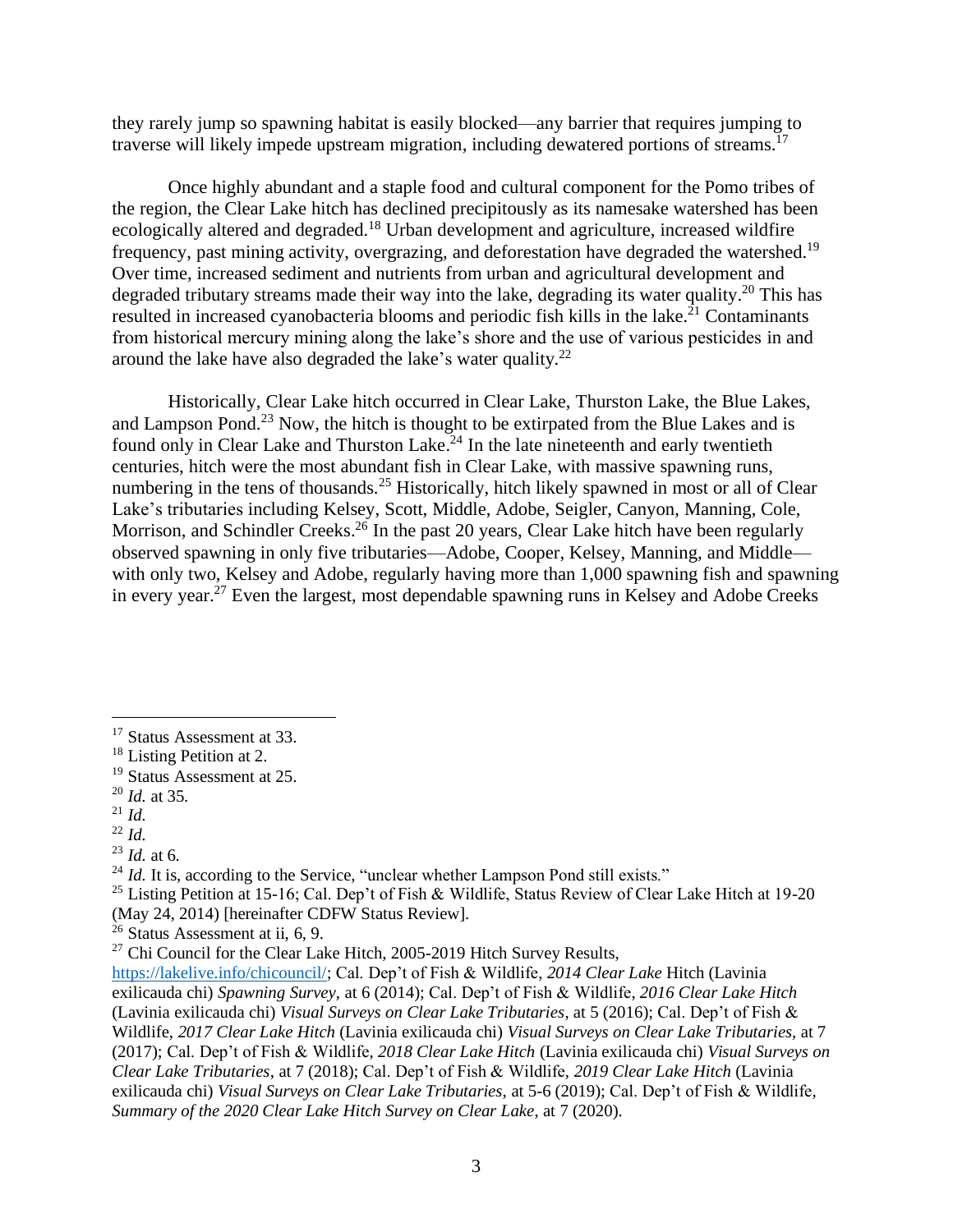they rarely jump so spawning habitat is easily blocked—any barrier that requires jumping to traverse will likely impede upstream migration, including dewatered portions of streams.[17]

Once highly abundant and a staple food and cultural component for the Pomo tribes of the region, the Clear Lake hitch has declined precipitously as its namesake watershed has been ecologically altered and degraded.[18] Urban development and agriculture, increased wildfire frequency, past mining activity, overgrazing, and deforestation have degraded the watershed.[19] Over time, increased sediment and nutrients from urban and agricultural development and degraded tributary streams made their way into the lake, degrading its water quality.[20] This has resulted in increased cyanobacteria blooms and periodic fish kills in the lake.[21] Contaminants from historical mercury mining along the lake's shore and the use of various pesticides in and around the lake have also degraded the lake's water quality.[22]

Historically, Clear Lake hitch occurred in Clear Lake, Thurston Lake, the Blue Lakes, and Lampson Pond.[23] Now, the hitch is thought to be extirpated from the Blue Lakes and is found only in Clear Lake and Thurston Lake.[24] In the late nineteenth and early twentieth centuries, hitch were the most abundant fish in Clear Lake, with massive spawning runs, numbering in the tens of thousands.[25] Historically, hitch likely spawned in most or all of Clear Lake's tributaries including Kelsey, Scott, Middle, Adobe, Seigler, Canyon, Manning, Cole, Morrison, and Schindler Creeks.[26] In the past 20 years, Clear Lake hitch have been regularly observed spawning in only five tributaries—Adobe, Cooper, Kelsey, Manning, and Middle—with only two, Kelsey and Adobe, regularly having more than 1,000 spawning fish and spawning in every year.[27] Even the largest, most dependable spawning runs in Kelsey and Adobe Creeks

---

[17] Status Assessment at 33.

[18] Listing Petition at 2.

[19] Status Assessment at 25.

[20] *Id.* at 35.

[21] *Id.*

[22] *Id.*

[23] *Id.* at 6.

[24] *Id.* It is, according to the Service, "unclear whether Lampson Pond still exists."

[25] Listing Petition at 15-16; Cal. Dep't of Fish & Wildlife, Status Review of Clear Lake Hitch at 19-20 (May 24, 2014) [hereinafter CDFW Status Review].

[26] Status Assessment at ii, 6, 9.

[27] Chi Council for the Clear Lake Hitch, 2005-2019 Hitch Survey Results, https://lakelive.info/chicouncil/; Cal. Dep't of Fish & Wildlife, *2014 Clear Lake* Hitch (Lavinia exilicauda chi) *Spawning Survey*, at 6 (2014); Cal. Dep't of Fish & Wildlife, *2016 Clear Lake Hitch* (Lavinia exilicauda chi) *Visual Surveys on Clear Lake Tributaries*, at 5 (2016); Cal. Dep't of Fish & Wildlife, *2017 Clear Lake Hitch* (Lavinia exilicauda chi) *Visual Surveys on Clear Lake Tributaries*, at 7 (2017); Cal. Dep't of Fish & Wildlife, *2018 Clear Lake Hitch* (Lavinia exilicauda chi) *Visual Surveys on Clear Lake Tributaries*, at 7 (2018); Cal. Dep't of Fish & Wildlife, *2019 Clear Lake Hitch* (Lavinia exilicauda chi) *Visual Surveys on Clear Lake Tributaries*, at 5-6 (2019); Cal. Dep't of Fish & Wildlife, *Summary of the 2020 Clear Lake Hitch Survey on Clear Lake*, at 7 (2020).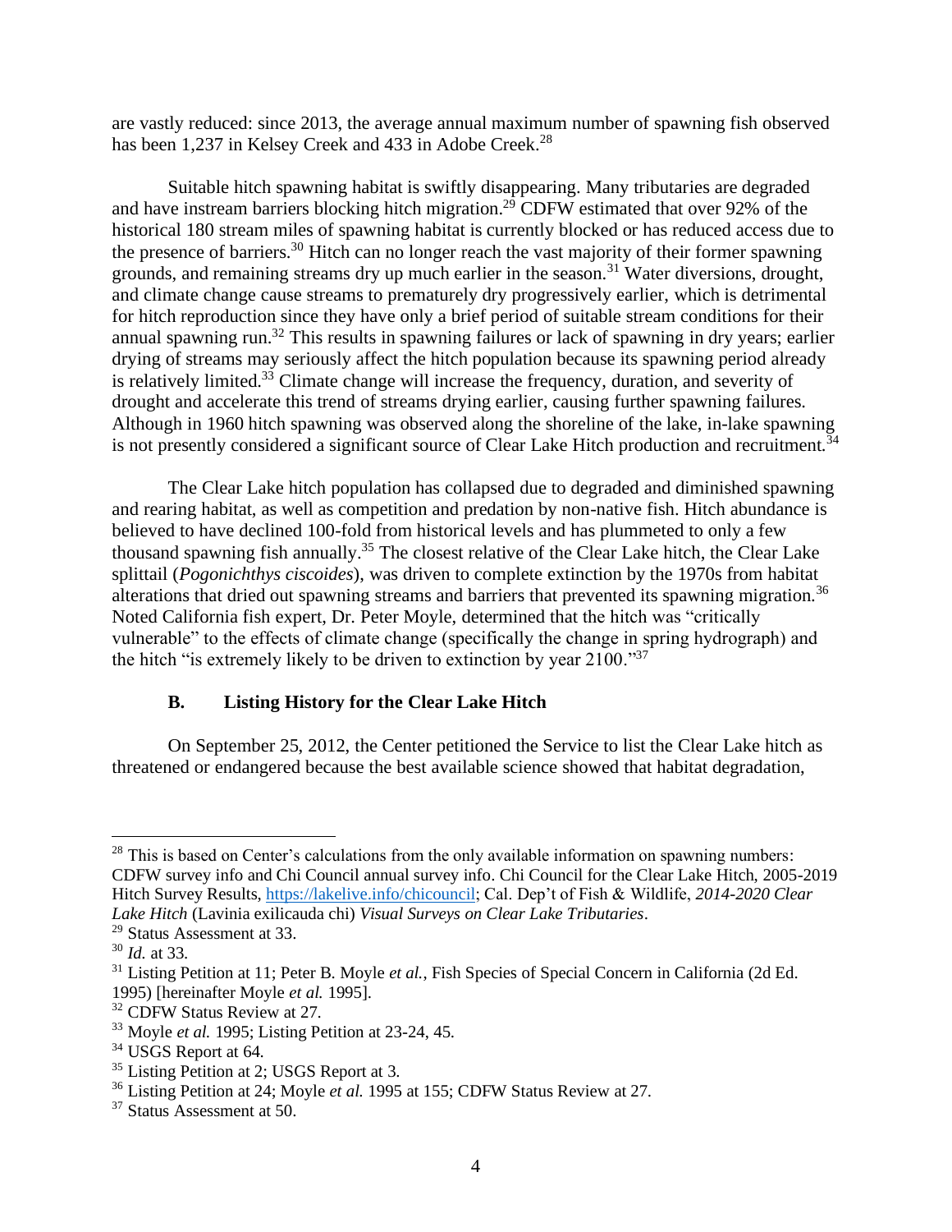are vastly reduced: since 2013, the average annual maximum number of spawning fish observed has been 1,237 in Kelsey Creek and 433 in Adobe Creek.[28]

Suitable hitch spawning habitat is swiftly disappearing. Many tributaries are degraded and have instream barriers blocking hitch migration.[29] CDFW estimated that over 92% of the historical 180 stream miles of spawning habitat is currently blocked or has reduced access due to the presence of barriers.[30] Hitch can no longer reach the vast majority of their former spawning grounds, and remaining streams dry up much earlier in the season.[31] Water diversions, drought, and climate change cause streams to prematurely dry progressively earlier, which is detrimental for hitch reproduction since they have only a brief period of suitable stream conditions for their annual spawning run.[32] This results in spawning failures or lack of spawning in dry years; earlier drying of streams may seriously affect the hitch population because its spawning period already is relatively limited.[33] Climate change will increase the frequency, duration, and severity of drought and accelerate this trend of streams drying earlier, causing further spawning failures. Although in 1960 hitch spawning was observed along the shoreline of the lake, in-lake spawning is not presently considered a significant source of Clear Lake Hitch production and recruitment.[34]

The Clear Lake hitch population has collapsed due to degraded and diminished spawning and rearing habitat, as well as competition and predation by non-native fish. Hitch abundance is believed to have declined 100-fold from historical levels and has plummeted to only a few thousand spawning fish annually.[35] The closest relative of the Clear Lake hitch, the Clear Lake splittail (*Pogonichthys ciscoides*), was driven to complete extinction by the 1970s from habitat alterations that dried out spawning streams and barriers that prevented its spawning migration.[36] Noted California fish expert, Dr. Peter Moyle, determined that the hitch was "critically vulnerable" to the effects of climate change (specifically the change in spring hydrograph) and the hitch "is extremely likely to be driven to extinction by year 2100."[37]

### B. Listing History for the Clear Lake Hitch

On September 25, 2012, the Center petitioned the Service to list the Clear Lake hitch as threatened or endangered because the best available science showed that habitat degradation,

---

[28] This is based on Center's calculations from the only available information on spawning numbers: CDFW survey info and Chi Council annual survey info. Chi Council for the Clear Lake Hitch, 2005-2019 Hitch Survey Results, https://lakelive.info/chicouncil; Cal. Dep't of Fish & Wildlife, *2014-2020 Clear Lake Hitch* (Lavinia exilicauda chi) *Visual Surveys on Clear Lake Tributaries*.

[29] Status Assessment at 33.

[30] *Id.* at 33.

[31] Listing Petition at 11; Peter B. Moyle *et al.*, Fish Species of Special Concern in California (2d Ed. 1995) [hereinafter Moyle *et al.* 1995].

[32] CDFW Status Review at 27.

[33] Moyle *et al.* 1995; Listing Petition at 23-24, 45.

[34] USGS Report at 64.

[35] Listing Petition at 2; USGS Report at 3.

[36] Listing Petition at 24; Moyle *et al.* 1995 at 155; CDFW Status Review at 27.

[37] Status Assessment at 50.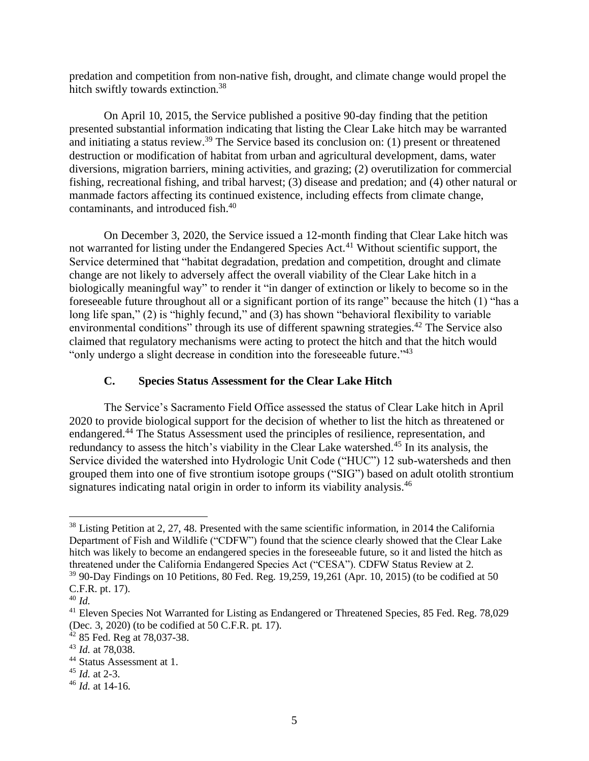predation and competition from non-native fish, drought, and climate change would propel the hitch swiftly towards extinction.[38]

On April 10, 2015, the Service published a positive 90-day finding that the petition presented substantial information indicating that listing the Clear Lake hitch may be warranted and initiating a status review.[39] The Service based its conclusion on: (1) present or threatened destruction or modification of habitat from urban and agricultural development, dams, water diversions, migration barriers, mining activities, and grazing; (2) overutilization for commercial fishing, recreational fishing, and tribal harvest; (3) disease and predation; and (4) other natural or manmade factors affecting its continued existence, including effects from climate change, contaminants, and introduced fish.[40]

On December 3, 2020, the Service issued a 12-month finding that Clear Lake hitch was not warranted for listing under the Endangered Species Act.[41] Without scientific support, the Service determined that "habitat degradation, predation and competition, drought and climate change are not likely to adversely affect the overall viability of the Clear Lake hitch in a biologically meaningful way" to render it "in danger of extinction or likely to become so in the foreseeable future throughout all or a significant portion of its range" because the hitch (1) "has a long life span," (2) is "highly fecund," and (3) has shown "behavioral flexibility to variable environmental conditions" through its use of different spawning strategies.[42] The Service also claimed that regulatory mechanisms were acting to protect the hitch and that the hitch would "only undergo a slight decrease in condition into the foreseeable future."[43]

### C. Species Status Assessment for the Clear Lake Hitch

The Service's Sacramento Field Office assessed the status of Clear Lake hitch in April 2020 to provide biological support for the decision of whether to list the hitch as threatened or endangered.[44] The Status Assessment used the principles of resilience, representation, and redundancy to assess the hitch's viability in the Clear Lake watershed.[45] In its analysis, the Service divided the watershed into Hydrologic Unit Code ("HUC") 12 sub-watersheds and then grouped them into one of five strontium isotope groups ("SIG") based on adult otolith strontium signatures indicating natal origin in order to inform its viability analysis.[46]

---

[38] Listing Petition at 2, 27, 48. Presented with the same scientific information, in 2014 the California Department of Fish and Wildlife ("CDFW") found that the science clearly showed that the Clear Lake hitch was likely to become an endangered species in the foreseeable future, so it and listed the hitch as threatened under the California Endangered Species Act ("CESA"). CDFW Status Review at 2.

[39] 90-Day Findings on 10 Petitions, 80 Fed. Reg. 19,259, 19,261 (Apr. 10, 2015) (to be codified at 50 C.F.R. pt. 17).

[40] *Id.*

[41] Eleven Species Not Warranted for Listing as Endangered or Threatened Species, 85 Fed. Reg. 78,029 (Dec. 3, 2020) (to be codified at 50 C.F.R. pt. 17).

[42] 85 Fed. Reg at 78,037-38.

[43] *Id.* at 78,038.

[44] Status Assessment at 1.

[45] *Id.* at 2-3.

[46] *Id.* at 14-16.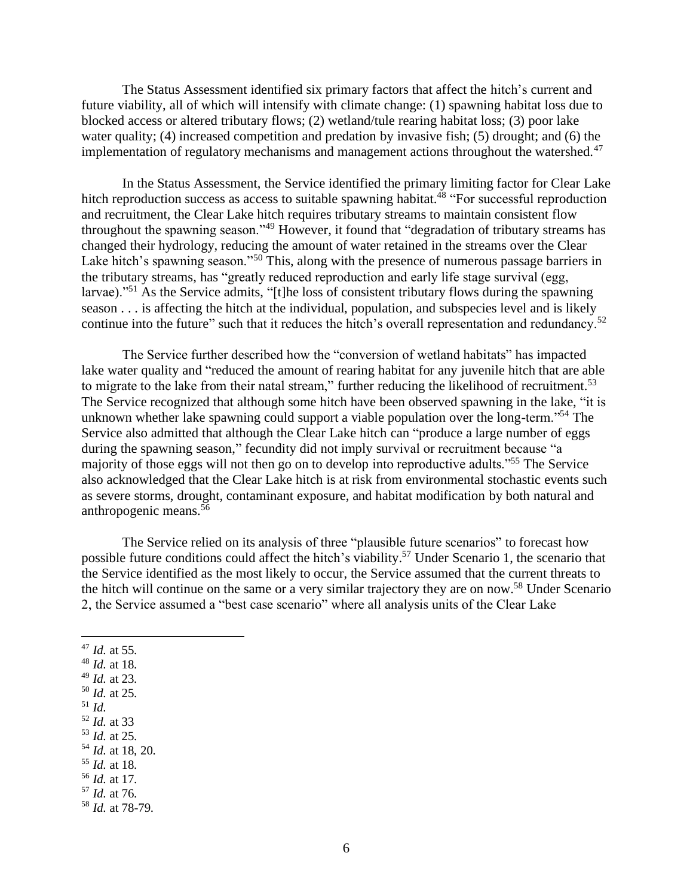The Status Assessment identified six primary factors that affect the hitch's current and future viability, all of which will intensify with climate change: (1) spawning habitat loss due to blocked access or altered tributary flows; (2) wetland/tule rearing habitat loss; (3) poor lake water quality; (4) increased competition and predation by invasive fish; (5) drought; and (6) the implementation of regulatory mechanisms and management actions throughout the watershed.[47]

In the Status Assessment, the Service identified the primary limiting factor for Clear Lake hitch reproduction success as access to suitable spawning habitat.[48] "For successful reproduction and recruitment, the Clear Lake hitch requires tributary streams to maintain consistent flow throughout the spawning season."[49] However, it found that "degradation of tributary streams has changed their hydrology, reducing the amount of water retained in the streams over the Clear Lake hitch's spawning season."[50] This, along with the presence of numerous passage barriers in the tributary streams, has "greatly reduced reproduction and early life stage survival (egg, larvae)."[51] As the Service admits, "[t]he loss of consistent tributary flows during the spawning season . . . is affecting the hitch at the individual, population, and subspecies level and is likely continue into the future" such that it reduces the hitch's overall representation and redundancy.[52]

The Service further described how the "conversion of wetland habitats" has impacted lake water quality and "reduced the amount of rearing habitat for any juvenile hitch that are able to migrate to the lake from their natal stream," further reducing the likelihood of recruitment.[53] The Service recognized that although some hitch have been observed spawning in the lake, "it is unknown whether lake spawning could support a viable population over the long-term."[54] The Service also admitted that although the Clear Lake hitch can "produce a large number of eggs during the spawning season," fecundity did not imply survival or recruitment because "a majority of those eggs will not then go on to develop into reproductive adults."[55] The Service also acknowledged that the Clear Lake hitch is at risk from environmental stochastic events such as severe storms, drought, contaminant exposure, and habitat modification by both natural and anthropogenic means.[56]

The Service relied on its analysis of three "plausible future scenarios" to forecast how possible future conditions could affect the hitch's viability.[57] Under Scenario 1, the scenario that the Service identified as the most likely to occur, the Service assumed that the current threats to the hitch will continue on the same or a very similar trajectory they are on now.[58] Under Scenario 2, the Service assumed a "best case scenario" where all analysis units of the Clear Lake

---

[47] *Id.* at 55.
[48] *Id.* at 18.
[49] *Id.* at 23.
[50] *Id.* at 25.
[51] *Id.*
[52] *Id.* at 33
[53] *Id.* at 25.
[54] *Id.* at 18, 20.
[55] *Id.* at 18.
[56] *Id.* at 17.
[57] *Id.* at 76.
[58] *Id.* at 78-79.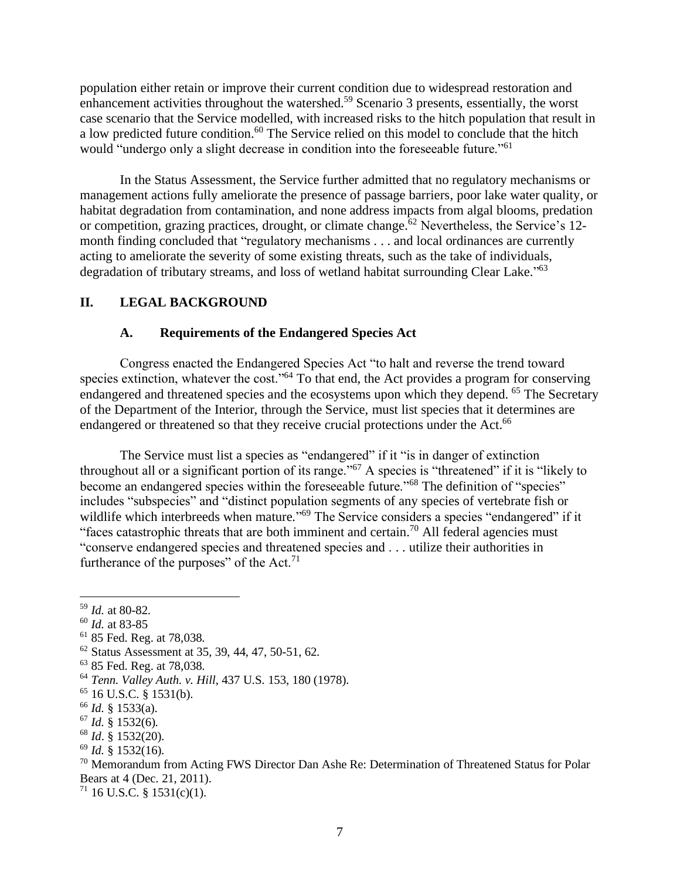population either retain or improve their current condition due to widespread restoration and enhancement activities throughout the watershed.[59] Scenario 3 presents, essentially, the worst case scenario that the Service modelled, with increased risks to the hitch population that result in a low predicted future condition.[60] The Service relied on this model to conclude that the hitch would "undergo only a slight decrease in condition into the foreseeable future."[61]

In the Status Assessment, the Service further admitted that no regulatory mechanisms or management actions fully ameliorate the presence of passage barriers, poor lake water quality, or habitat degradation from contamination, and none address impacts from algal blooms, predation or competition, grazing practices, drought, or climate change.[62] Nevertheless, the Service's 12-month finding concluded that "regulatory mechanisms . . . and local ordinances are currently acting to ameliorate the severity of some existing threats, such as the take of individuals, degradation of tributary streams, and loss of wetland habitat surrounding Clear Lake."[63]

## II. LEGAL BACKGROUND

### A. Requirements of the Endangered Species Act

Congress enacted the Endangered Species Act "to halt and reverse the trend toward species extinction, whatever the cost."[64] To that end, the Act provides a program for conserving endangered and threatened species and the ecosystems upon which they depend. [65] The Secretary of the Department of the Interior, through the Service, must list species that it determines are endangered or threatened so that they receive crucial protections under the Act.[66]

The Service must list a species as "endangered" if it "is in danger of extinction throughout all or a significant portion of its range."[67] A species is "threatened" if it is "likely to become an endangered species within the foreseeable future."[68] The definition of "species" includes "subspecies" and "distinct population segments of any species of vertebrate fish or wildlife which interbreeds when mature."[69] The Service considers a species "endangered" if it "faces catastrophic threats that are both imminent and certain.[70] All federal agencies must "conserve endangered species and threatened species and . . . utilize their authorities in furtherance of the purposes" of the Act.[71]

---

[59] *Id.* at 80-82.
[60] *Id.* at 83-85
[61] 85 Fed. Reg. at 78,038.
[62] Status Assessment at 35, 39, 44, 47, 50-51, 62.
[63] 85 Fed. Reg. at 78,038.
[64] *Tenn. Valley Auth. v. Hill*, 437 U.S. 153, 180 (1978).
[65] 16 U.S.C. § 1531(b).
[66] *Id.* § 1533(a).
[67] *Id.* § 1532(6).
[68] *Id*. § 1532(20).
[69] *Id.* § 1532(16).
[70] Memorandum from Acting FWS Director Dan Ashe Re: Determination of Threatened Status for Polar Bears at 4 (Dec. 21, 2011).
[71] 16 U.S.C. § 1531(c)(1).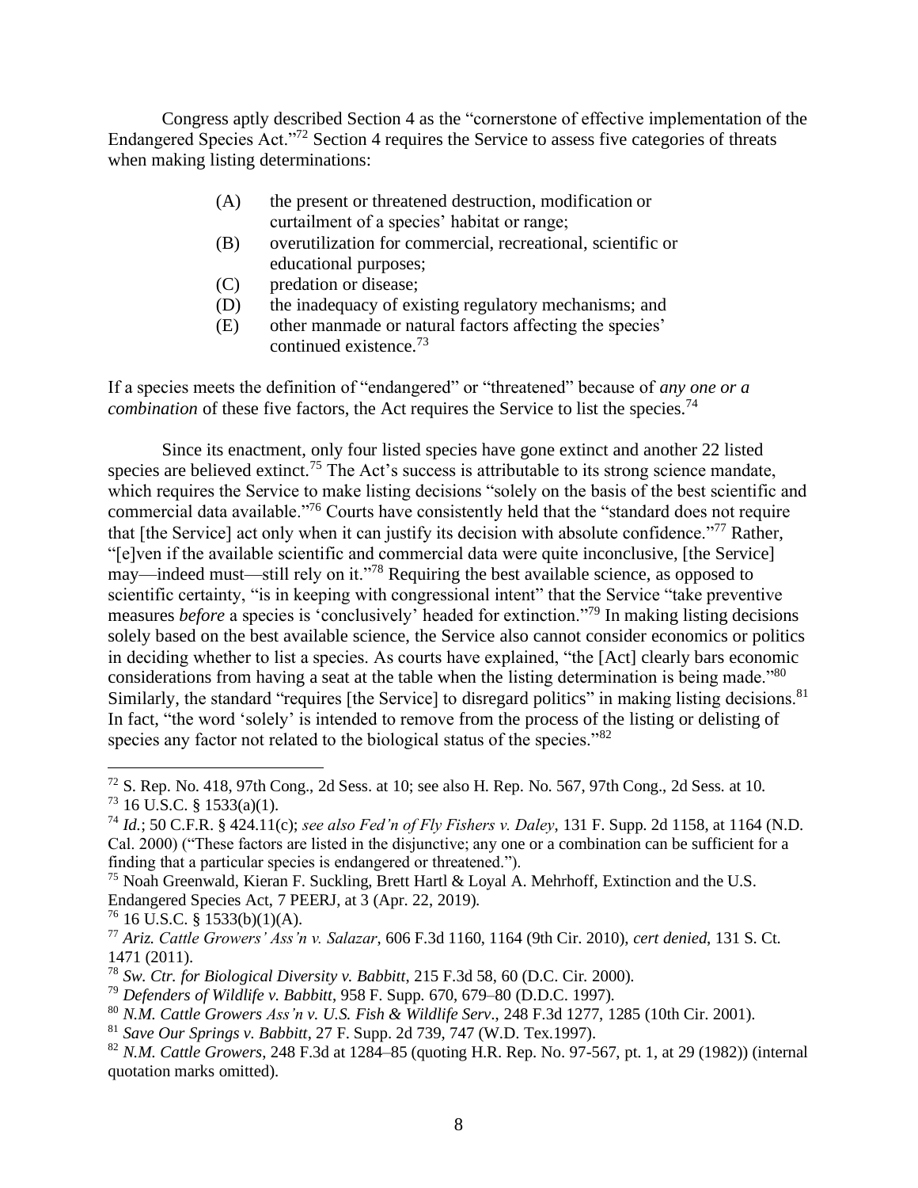Congress aptly described Section 4 as the "cornerstone of effective implementation of the Endangered Species Act."[72] Section 4 requires the Service to assess five categories of threats when making listing determinations:

> (A) the present or threatened destruction, modification or curtailment of a species' habitat or range;
> (B) overutilization for commercial, recreational, scientific or educational purposes;
> (C) predation or disease;
> (D) the inadequacy of existing regulatory mechanisms; and
> (E) other manmade or natural factors affecting the species' continued existence.[73]

If a species meets the definition of "endangered" or "threatened" because of *any one or a combination* of these five factors, the Act requires the Service to list the species.[74]

Since its enactment, only four listed species have gone extinct and another 22 listed species are believed extinct.[75] The Act's success is attributable to its strong science mandate, which requires the Service to make listing decisions "solely on the basis of the best scientific and commercial data available."[76] Courts have consistently held that the "standard does not require that [the Service] act only when it can justify its decision with absolute confidence."[77] Rather, "[e]ven if the available scientific and commercial data were quite inconclusive, [the Service] may—indeed must—still rely on it."[78] Requiring the best available science, as opposed to scientific certainty, "is in keeping with congressional intent" that the Service "take preventive measures *before* a species is 'conclusively' headed for extinction."[79] In making listing decisions solely based on the best available science, the Service also cannot consider economics or politics in deciding whether to list a species. As courts have explained, "the [Act] clearly bars economic considerations from having a seat at the table when the listing determination is being made."[80] Similarly, the standard "requires [the Service] to disregard politics" in making listing decisions.[81] In fact, "the word 'solely' is intended to remove from the process of the listing or delisting of species any factor not related to the biological status of the species."[82]

---

[72] S. Rep. No. 418, 97th Cong., 2d Sess. at 10; see also H. Rep. No. 567, 97th Cong., 2d Sess. at 10.

[73] 16 U.S.C. § 1533(a)(1).

[74] *Id.*; 50 C.F.R. § 424.11(c); *see also Fed'n of Fly Fishers v. Daley*, 131 F. Supp. 2d 1158, at 1164 (N.D. Cal. 2000) ("These factors are listed in the disjunctive; any one or a combination can be sufficient for a finding that a particular species is endangered or threatened.").

[75] Noah Greenwald, Kieran F. Suckling, Brett Hartl & Loyal A. Mehrhoff, Extinction and the U.S. Endangered Species Act, 7 PEERJ, at 3 (Apr. 22, 2019).

[76] 16 U.S.C. § 1533(b)(1)(A).

[77] *Ariz. Cattle Growers' Ass'n v. Salazar*, 606 F.3d 1160, 1164 (9th Cir. 2010), *cert denied*, 131 S. Ct. 1471 (2011).

[78] *Sw. Ctr. for Biological Diversity v. Babbitt*, 215 F.3d 58, 60 (D.C. Cir. 2000).

[79] *Defenders of Wildlife v. Babbitt*, 958 F. Supp. 670, 679–80 (D.D.C. 1997).

[80] *N.M. Cattle Growers Ass'n v. U.S. Fish & Wildlife Serv*., 248 F.3d 1277, 1285 (10th Cir. 2001).

[81] *Save Our Springs v. Babbitt*, 27 F. Supp. 2d 739, 747 (W.D. Tex.1997).

[82] *N.M. Cattle Growers*, 248 F.3d at 1284–85 (quoting H.R. Rep. No. 97-567, pt. 1, at 29 (1982)) (internal quotation marks omitted).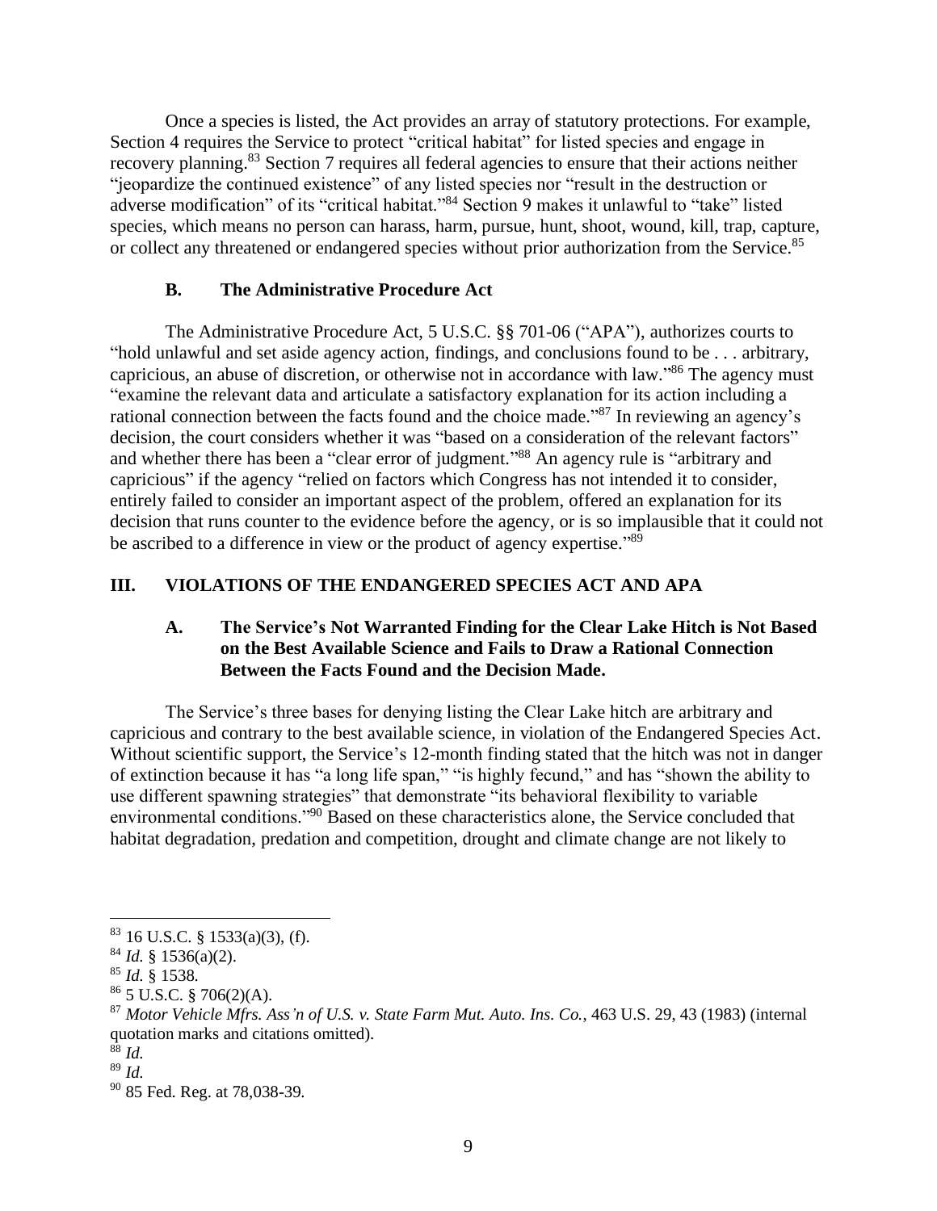Once a species is listed, the Act provides an array of statutory protections. For example, Section 4 requires the Service to protect "critical habitat" for listed species and engage in recovery planning.[83] Section 7 requires all federal agencies to ensure that their actions neither "jeopardize the continued existence" of any listed species nor "result in the destruction or adverse modification" of its "critical habitat."[84] Section 9 makes it unlawful to "take" listed species, which means no person can harass, harm, pursue, hunt, shoot, wound, kill, trap, capture, or collect any threatened or endangered species without prior authorization from the Service.[85]

### B. The Administrative Procedure Act

The Administrative Procedure Act, 5 U.S.C. §§ 701-06 ("APA"), authorizes courts to "hold unlawful and set aside agency action, findings, and conclusions found to be . . . arbitrary, capricious, an abuse of discretion, or otherwise not in accordance with law."[86] The agency must "examine the relevant data and articulate a satisfactory explanation for its action including a rational connection between the facts found and the choice made."[87] In reviewing an agency's decision, the court considers whether it was "based on a consideration of the relevant factors" and whether there has been a "clear error of judgment."[88] An agency rule is "arbitrary and capricious" if the agency "relied on factors which Congress has not intended it to consider, entirely failed to consider an important aspect of the problem, offered an explanation for its decision that runs counter to the evidence before the agency, or is so implausible that it could not be ascribed to a difference in view or the product of agency expertise."[89]

## III. VIOLATIONS OF THE ENDANGERED SPECIES ACT AND APA

### A. The Service's Not Warranted Finding for the Clear Lake Hitch is Not Based on the Best Available Science and Fails to Draw a Rational Connection Between the Facts Found and the Decision Made.

The Service's three bases for denying listing the Clear Lake hitch are arbitrary and capricious and contrary to the best available science, in violation of the Endangered Species Act. Without scientific support, the Service's 12-month finding stated that the hitch was not in danger of extinction because it has "a long life span," "is highly fecund," and has "shown the ability to use different spawning strategies" that demonstrate "its behavioral flexibility to variable environmental conditions."[90] Based on these characteristics alone, the Service concluded that habitat degradation, predation and competition, drought and climate change are not likely to

---

[83] 16 U.S.C. § 1533(a)(3), (f).

[84] *Id.* § 1536(a)(2).

[85] *Id.* § 1538.

[86] 5 U.S.C. § 706(2)(A).

[87] *Motor Vehicle Mfrs. Ass'n of U.S. v. State Farm Mut. Auto. Ins. Co.*, 463 U.S. 29, 43 (1983) (internal quotation marks and citations omitted).

[88] *Id.*

[89] *Id.*

[90] 85 Fed. Reg. at 78,038-39.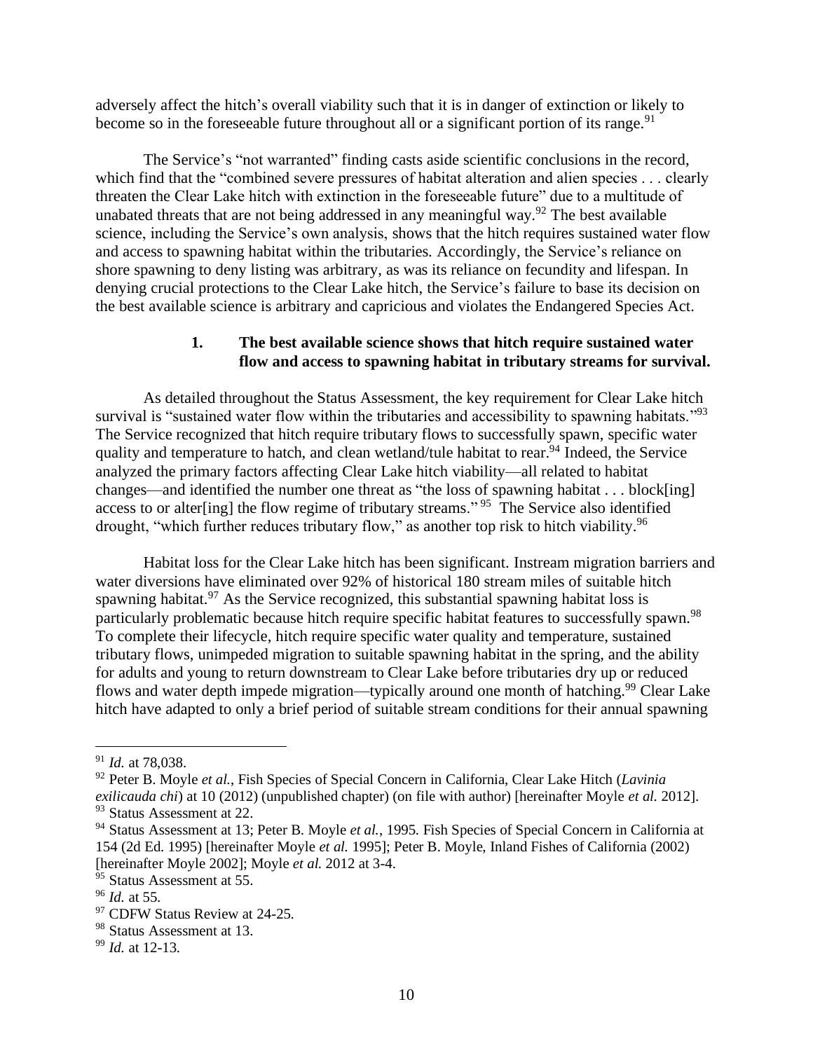adversely affect the hitch's overall viability such that it is in danger of extinction or likely to become so in the foreseeable future throughout all or a significant portion of its range.[91]

The Service's "not warranted" finding casts aside scientific conclusions in the record, which find that the "combined severe pressures of habitat alteration and alien species . . . clearly threaten the Clear Lake hitch with extinction in the foreseeable future" due to a multitude of unabated threats that are not being addressed in any meaningful way.[92] The best available science, including the Service's own analysis, shows that the hitch requires sustained water flow and access to spawning habitat within the tributaries. Accordingly, the Service's reliance on shore spawning to deny listing was arbitrary, as was its reliance on fecundity and lifespan. In denying crucial protections to the Clear Lake hitch, the Service's failure to base its decision on the best available science is arbitrary and capricious and violates the Endangered Species Act.

### 1. The best available science shows that hitch require sustained water flow and access to spawning habitat in tributary streams for survival.

As detailed throughout the Status Assessment, the key requirement for Clear Lake hitch survival is "sustained water flow within the tributaries and accessibility to spawning habitats."[93] The Service recognized that hitch require tributary flows to successfully spawn, specific water quality and temperature to hatch, and clean wetland/tule habitat to rear.[94] Indeed, the Service analyzed the primary factors affecting Clear Lake hitch viability—all related to habitat changes—and identified the number one threat as "the loss of spawning habitat . . . block[ing] access to or alter[ing] the flow regime of tributary streams."[95] The Service also identified drought, "which further reduces tributary flow," as another top risk to hitch viability.[96]

Habitat loss for the Clear Lake hitch has been significant. Instream migration barriers and water diversions have eliminated over 92% of historical 180 stream miles of suitable hitch spawning habitat.[97] As the Service recognized, this substantial spawning habitat loss is particularly problematic because hitch require specific habitat features to successfully spawn.[98] To complete their lifecycle, hitch require specific water quality and temperature, sustained tributary flows, unimpeded migration to suitable spawning habitat in the spring, and the ability for adults and young to return downstream to Clear Lake before tributaries dry up or reduced flows and water depth impede migration—typically around one month of hatching.[99] Clear Lake hitch have adapted to only a brief period of suitable stream conditions for their annual spawning

---

[91] *Id.* at 78,038.

[92] Peter B. Moyle *et al.*, Fish Species of Special Concern in California, Clear Lake Hitch (*Lavinia exilicauda chi*) at 10 (2012) (unpublished chapter) (on file with author) [hereinafter Moyle *et al.* 2012].

[93] Status Assessment at 22.

[94] Status Assessment at 13; Peter B. Moyle *et al.*, 1995. Fish Species of Special Concern in California at 154 (2d Ed. 1995) [hereinafter Moyle *et al.* 1995]; Peter B. Moyle, Inland Fishes of California (2002) [hereinafter Moyle 2002]; Moyle *et al.* 2012 at 3-4.

[95] Status Assessment at 55.

[96] *Id.* at 55.

[97] CDFW Status Review at 24-25.

[98] Status Assessment at 13.

[99] *Id.* at 12-13.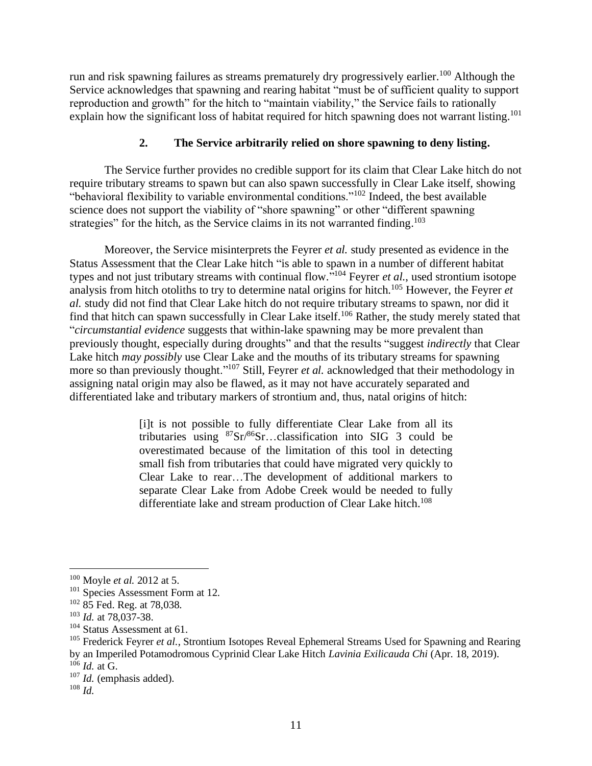run and risk spawning failures as streams prematurely dry progressively earlier.[100] Although the Service acknowledges that spawning and rearing habitat "must be of sufficient quality to support reproduction and growth" for the hitch to "maintain viability," the Service fails to rationally explain how the significant loss of habitat required for hitch spawning does not warrant listing.[101]

### 2. The Service arbitrarily relied on shore spawning to deny listing.

The Service further provides no credible support for its claim that Clear Lake hitch do not require tributary streams to spawn but can also spawn successfully in Clear Lake itself, showing "behavioral flexibility to variable environmental conditions."[102] Indeed, the best available science does not support the viability of "shore spawning" or other "different spawning strategies" for the hitch, as the Service claims in its not warranted finding.[103]

Moreover, the Service misinterprets the Feyrer *et al.* study presented as evidence in the Status Assessment that the Clear Lake hitch "is able to spawn in a number of different habitat types and not just tributary streams with continual flow."[104] Feyrer *et al.*, used strontium isotope analysis from hitch otoliths to try to determine natal origins for hitch.[105] However, the Feyrer *et al.* study did not find that Clear Lake hitch do not require tributary streams to spawn, nor did it find that hitch can spawn successfully in Clear Lake itself.[106] Rather, the study merely stated that "*circumstantial evidence* suggests that within-lake spawning may be more prevalent than previously thought, especially during droughts" and that the results "suggest *indirectly* that Clear Lake hitch *may possibly* use Clear Lake and the mouths of its tributary streams for spawning more so than previously thought."[107] Still, Feyrer *et al.* acknowledged that their methodology in assigning natal origin may also be flawed, as it may not have accurately separated and differentiated lake and tributary markers of strontium and, thus, natal origins of hitch:

> [i]t is not possible to fully differentiate Clear Lake from all its tributaries using $^{87}Sr/^{86}Sr$…classification into SIG 3 could be overestimated because of the limitation of this tool in detecting small fish from tributaries that could have migrated very quickly to Clear Lake to rear…The development of additional markers to separate Clear Lake from Adobe Creek would be needed to fully differentiate lake and stream production of Clear Lake hitch.[108]

---

[100] Moyle *et al.* 2012 at 5.

[101] Species Assessment Form at 12.

[102] 85 Fed. Reg. at 78,038.

[103] *Id.* at 78,037-38.

[104] Status Assessment at 61.

[105] Frederick Feyrer *et al.*, Strontium Isotopes Reveal Ephemeral Streams Used for Spawning and Rearing by an Imperiled Potamodromous Cyprinid Clear Lake Hitch *Lavinia Exilicauda Chi* (Apr. 18, 2019).

[106] *Id.* at G.

[107] *Id.* (emphasis added).

[108] *Id.*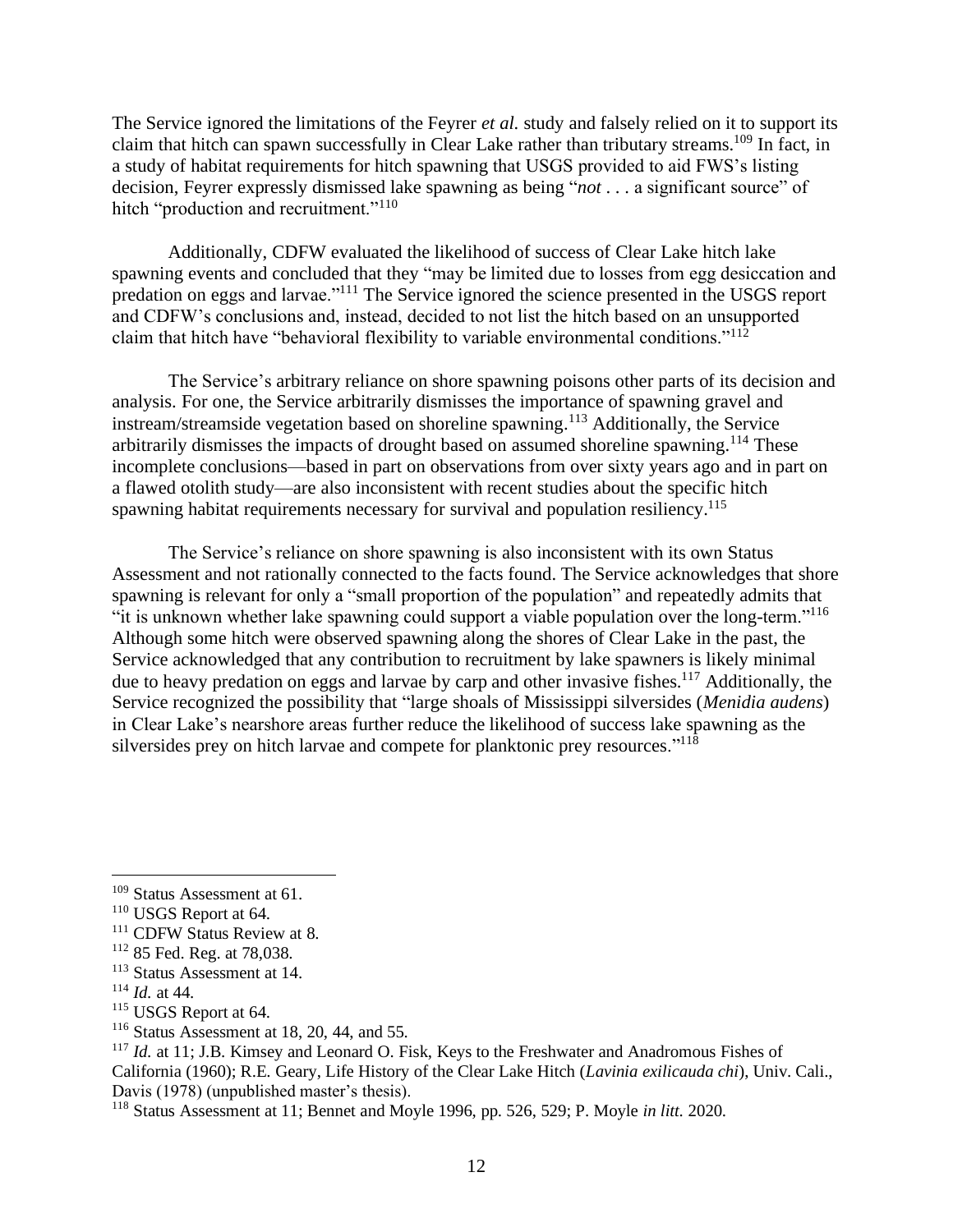The Service ignored the limitations of the Feyrer *et al.* study and falsely relied on it to support its claim that hitch can spawn successfully in Clear Lake rather than tributary streams.[109] In fact, in a study of habitat requirements for hitch spawning that USGS provided to aid FWS's listing decision, Feyrer expressly dismissed lake spawning as being "*not* . . . a significant source" of hitch "production and recruitment."[110]

Additionally, CDFW evaluated the likelihood of success of Clear Lake hitch lake spawning events and concluded that they "may be limited due to losses from egg desiccation and predation on eggs and larvae."[111] The Service ignored the science presented in the USGS report and CDFW's conclusions and, instead, decided to not list the hitch based on an unsupported claim that hitch have "behavioral flexibility to variable environmental conditions."[112]

The Service's arbitrary reliance on shore spawning poisons other parts of its decision and analysis. For one, the Service arbitrarily dismisses the importance of spawning gravel and instream/streamside vegetation based on shoreline spawning.[113] Additionally, the Service arbitrarily dismisses the impacts of drought based on assumed shoreline spawning.[114] These incomplete conclusions—based in part on observations from over sixty years ago and in part on a flawed otolith study—are also inconsistent with recent studies about the specific hitch spawning habitat requirements necessary for survival and population resiliency.[115]

The Service's reliance on shore spawning is also inconsistent with its own Status Assessment and not rationally connected to the facts found. The Service acknowledges that shore spawning is relevant for only a "small proportion of the population" and repeatedly admits that "it is unknown whether lake spawning could support a viable population over the long-term."[116] Although some hitch were observed spawning along the shores of Clear Lake in the past, the Service acknowledged that any contribution to recruitment by lake spawners is likely minimal due to heavy predation on eggs and larvae by carp and other invasive fishes.[117] Additionally, the Service recognized the possibility that "large shoals of Mississippi silversides (*Menidia audens*) in Clear Lake's nearshore areas further reduce the likelihood of success lake spawning as the silversides prey on hitch larvae and compete for planktonic prey resources."[118]

---

[109] Status Assessment at 61.

[110] USGS Report at 64.

[111] CDFW Status Review at 8.

[112] 85 Fed. Reg. at 78,038.

[113] Status Assessment at 14.

[114] *Id.* at 44.

[115] USGS Report at 64.

[116] Status Assessment at 18, 20, 44, and 55.

[117] *Id.* at 11; J.B. Kimsey and Leonard O. Fisk, Keys to the Freshwater and Anadromous Fishes of California (1960); R.E. Geary, Life History of the Clear Lake Hitch (*Lavinia exilicauda chi*), Univ. Cali., Davis (1978) (unpublished master's thesis).

[118] Status Assessment at 11; Bennet and Moyle 1996, pp. 526, 529; P. Moyle *in litt.* 2020.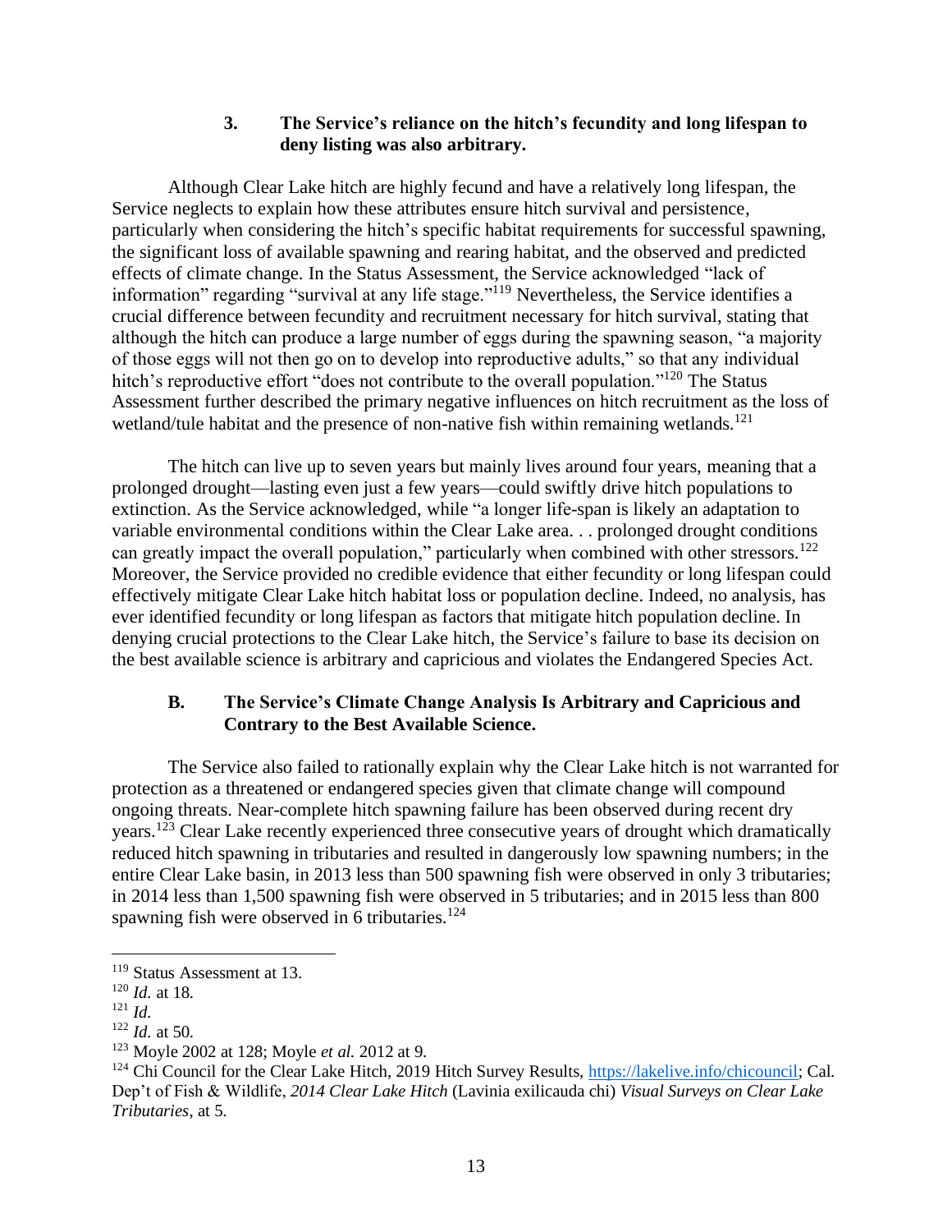### 3. The Service's reliance on the hitch's fecundity and long lifespan to deny listing was also arbitrary.

Although Clear Lake hitch are highly fecund and have a relatively long lifespan, the Service neglects to explain how these attributes ensure hitch survival and persistence, particularly when considering the hitch's specific habitat requirements for successful spawning, the significant loss of available spawning and rearing habitat, and the observed and predicted effects of climate change. In the Status Assessment, the Service acknowledged "lack of information" regarding "survival at any life stage."[119] Nevertheless, the Service identifies a crucial difference between fecundity and recruitment necessary for hitch survival, stating that although the hitch can produce a large number of eggs during the spawning season, "a majority of those eggs will not then go on to develop into reproductive adults," so that any individual hitch's reproductive effort "does not contribute to the overall population."[120] The Status Assessment further described the primary negative influences on hitch recruitment as the loss of wetland/tule habitat and the presence of non-native fish within remaining wetlands.[121]

The hitch can live up to seven years but mainly lives around four years, meaning that a prolonged drought—lasting even just a few years—could swiftly drive hitch populations to extinction. As the Service acknowledged, while "a longer life-span is likely an adaptation to variable environmental conditions within the Clear Lake area. . . prolonged drought conditions can greatly impact the overall population," particularly when combined with other stressors.[122] Moreover, the Service provided no credible evidence that either fecundity or long lifespan could effectively mitigate Clear Lake hitch habitat loss or population decline. Indeed, no analysis, has ever identified fecundity or long lifespan as factors that mitigate hitch population decline. In denying crucial protections to the Clear Lake hitch, the Service's failure to base its decision on the best available science is arbitrary and capricious and violates the Endangered Species Act.

## B. The Service's Climate Change Analysis Is Arbitrary and Capricious and Contrary to the Best Available Science.

The Service also failed to rationally explain why the Clear Lake hitch is not warranted for protection as a threatened or endangered species given that climate change will compound ongoing threats. Near-complete hitch spawning failure has been observed during recent dry years.[123] Clear Lake recently experienced three consecutive years of drought which dramatically reduced hitch spawning in tributaries and resulted in dangerously low spawning numbers; in the entire Clear Lake basin, in 2013 less than 500 spawning fish were observed in only 3 tributaries; in 2014 less than 1,500 spawning fish were observed in 5 tributaries; and in 2015 less than 800 spawning fish were observed in 6 tributaries.[124]

---

[119] Status Assessment at 13.

[120] *Id.* at 18.

[121] *Id.*

[122] *Id.* at 50.

[123] Moyle 2002 at 128; Moyle *et al.* 2012 at 9.

[124] Chi Council for the Clear Lake Hitch, 2019 Hitch Survey Results, https://lakelive.info/chicouncil; Cal. Dep't of Fish & Wildlife, *2014 Clear Lake Hitch* (Lavinia exilicauda chi) *Visual Surveys on Clear Lake Tributaries*, at 5.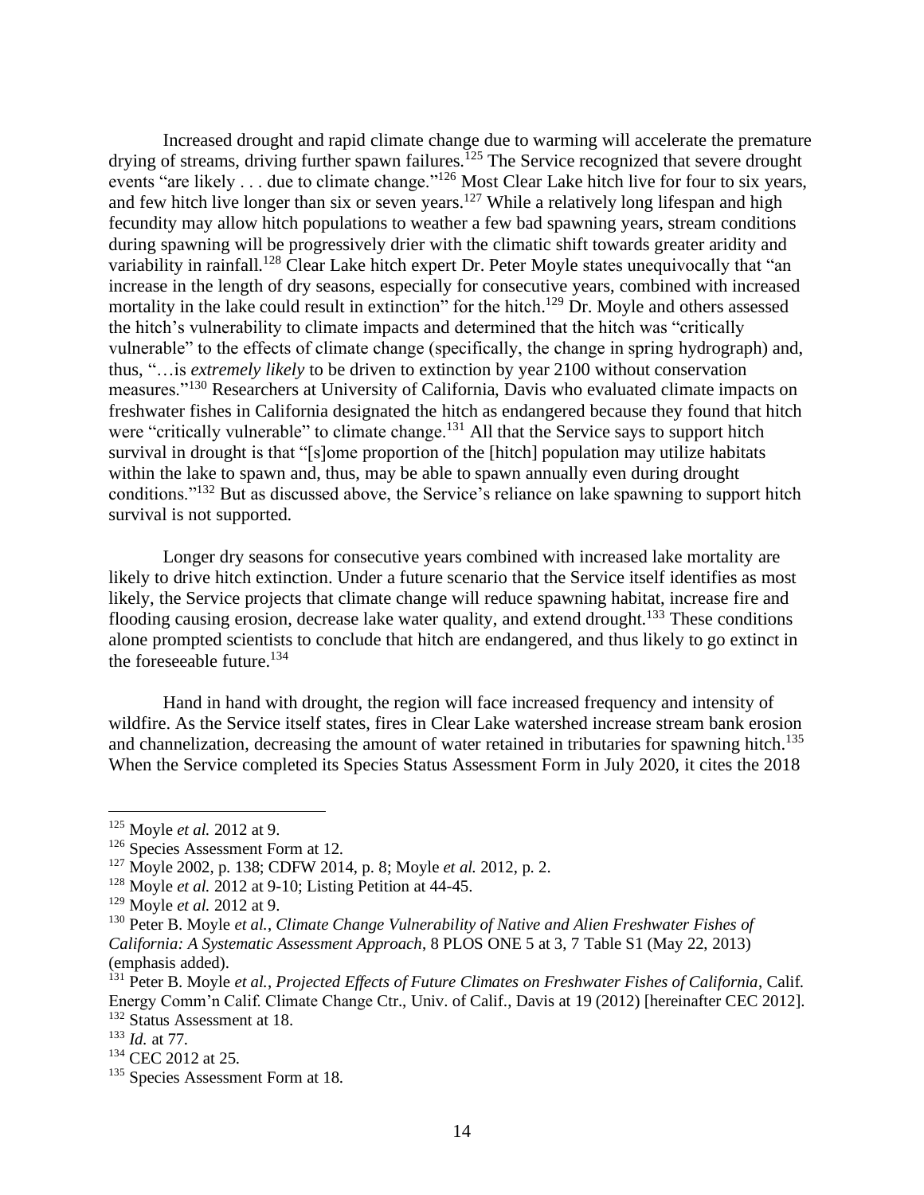Increased drought and rapid climate change due to warming will accelerate the premature drying of streams, driving further spawn failures.[125] The Service recognized that severe drought events "are likely . . . due to climate change."[126] Most Clear Lake hitch live for four to six years, and few hitch live longer than six or seven years.[127] While a relatively long lifespan and high fecundity may allow hitch populations to weather a few bad spawning years, stream conditions during spawning will be progressively drier with the climatic shift towards greater aridity and variability in rainfall.[128] Clear Lake hitch expert Dr. Peter Moyle states unequivocally that "an increase in the length of dry seasons, especially for consecutive years, combined with increased mortality in the lake could result in extinction" for the hitch.[129] Dr. Moyle and others assessed the hitch's vulnerability to climate impacts and determined that the hitch was "critically vulnerable" to the effects of climate change (specifically, the change in spring hydrograph) and, thus, "…is *extremely likely* to be driven to extinction by year 2100 without conservation measures."[130] Researchers at University of California, Davis who evaluated climate impacts on freshwater fishes in California designated the hitch as endangered because they found that hitch were "critically vulnerable" to climate change.[131] All that the Service says to support hitch survival in drought is that "[s]ome proportion of the [hitch] population may utilize habitats within the lake to spawn and, thus, may be able to spawn annually even during drought conditions."[132] But as discussed above, the Service's reliance on lake spawning to support hitch survival is not supported.

Longer dry seasons for consecutive years combined with increased lake mortality are likely to drive hitch extinction. Under a future scenario that the Service itself identifies as most likely, the Service projects that climate change will reduce spawning habitat, increase fire and flooding causing erosion, decrease lake water quality, and extend drought.[133] These conditions alone prompted scientists to conclude that hitch are endangered, and thus likely to go extinct in the foreseeable future.[134]

Hand in hand with drought, the region will face increased frequency and intensity of wildfire. As the Service itself states, fires in Clear Lake watershed increase stream bank erosion and channelization, decreasing the amount of water retained in tributaries for spawning hitch.[135] When the Service completed its Species Status Assessment Form in July 2020, it cites the 2018

---

[125] Moyle *et al.* 2012 at 9.

[126] Species Assessment Form at 12.

[127] Moyle 2002, p. 138; CDFW 2014, p. 8; Moyle *et al.* 2012, p. 2.

[128] Moyle *et al.* 2012 at 9-10; Listing Petition at 44-45.

[129] Moyle *et al.* 2012 at 9.

[130] Peter B. Moyle *et al.*, *Climate Change Vulnerability of Native and Alien Freshwater Fishes of California: A Systematic Assessment Approach*, 8 PLOS ONE 5 at 3, 7 Table S1 (May 22, 2013) (emphasis added).

[131] Peter B. Moyle *et al.*, *Projected Effects of Future Climates on Freshwater Fishes of California*, Calif. Energy Comm'n Calif. Climate Change Ctr., Univ. of Calif., Davis at 19 (2012) [hereinafter CEC 2012].

[132] Status Assessment at 18.

[133] *Id.* at 77.

[134] CEC 2012 at 25.

[135] Species Assessment Form at 18.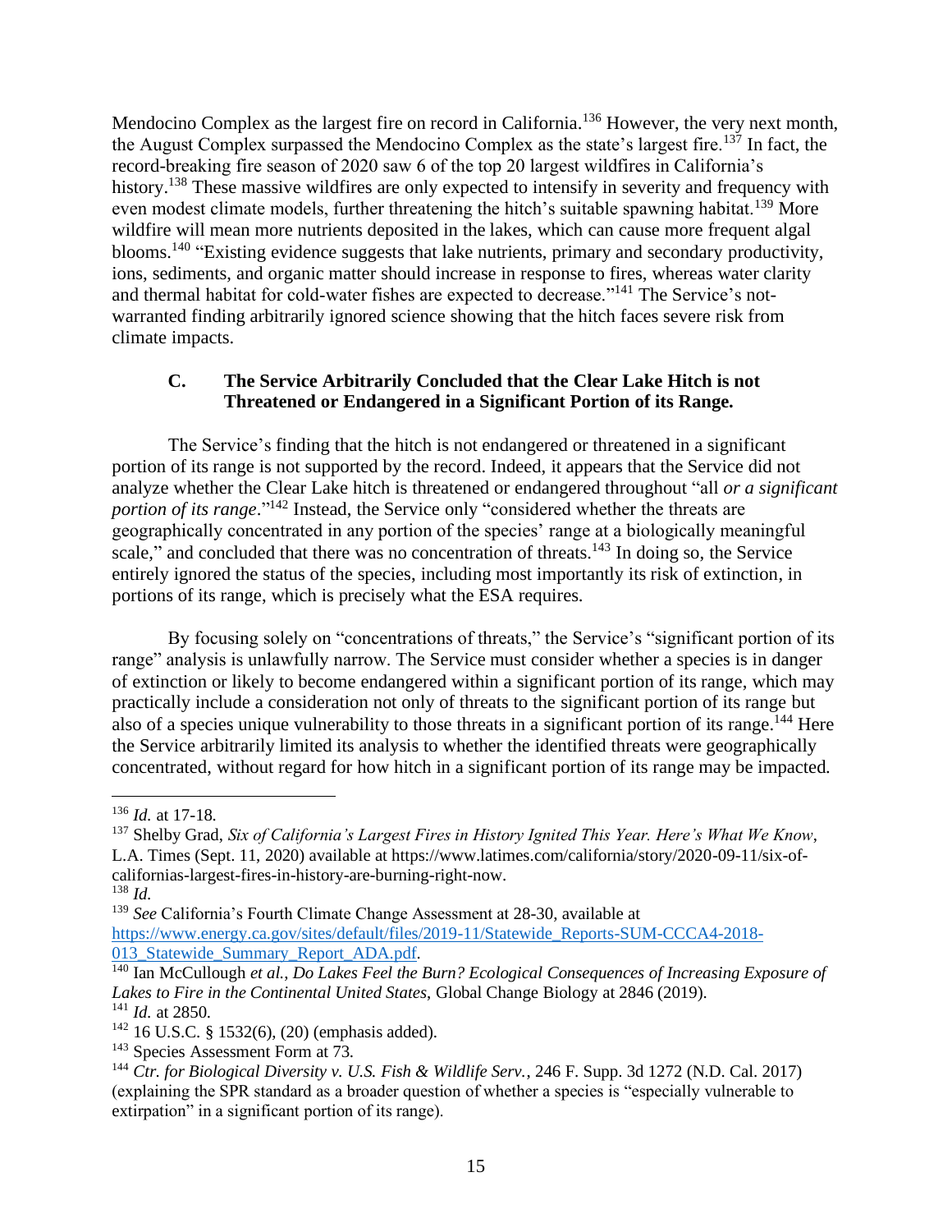Mendocino Complex as the largest fire on record in California.[136] However, the very next month, the August Complex surpassed the Mendocino Complex as the state's largest fire.[137] In fact, the record-breaking fire season of 2020 saw 6 of the top 20 largest wildfires in California's history.[138] These massive wildfires are only expected to intensify in severity and frequency with even modest climate models, further threatening the hitch's suitable spawning habitat.[139] More wildfire will mean more nutrients deposited in the lakes, which can cause more frequent algal blooms.[140] "Existing evidence suggests that lake nutrients, primary and secondary productivity, ions, sediments, and organic matter should increase in response to fires, whereas water clarity and thermal habitat for cold-water fishes are expected to decrease."[141] The Service's not-warranted finding arbitrarily ignored science showing that the hitch faces severe risk from climate impacts.

### C. The Service Arbitrarily Concluded that the Clear Lake Hitch is not Threatened or Endangered in a Significant Portion of its Range.

The Service's finding that the hitch is not endangered or threatened in a significant portion of its range is not supported by the record. Indeed, it appears that the Service did not analyze whether the Clear Lake hitch is threatened or endangered throughout "all *or a significant portion of its range*."[142] Instead, the Service only "considered whether the threats are geographically concentrated in any portion of the species' range at a biologically meaningful scale," and concluded that there was no concentration of threats.[143] In doing so, the Service entirely ignored the status of the species, including most importantly its risk of extinction, in portions of its range, which is precisely what the ESA requires.

By focusing solely on "concentrations of threats," the Service's "significant portion of its range" analysis is unlawfully narrow. The Service must consider whether a species is in danger of extinction or likely to become endangered within a significant portion of its range, which may practically include a consideration not only of threats to the significant portion of its range but also of a species unique vulnerability to those threats in a significant portion of its range.[144] Here the Service arbitrarily limited its analysis to whether the identified threats were geographically concentrated, without regard for how hitch in a significant portion of its range may be impacted.

---

[136] *Id.* at 17-18.

[137] Shelby Grad, *Six of California's Largest Fires in History Ignited This Year. Here's What We Know*, L.A. Times (Sept. 11, 2020) available at https://www.latimes.com/california/story/2020-09-11/six-of-californias-largest-fires-in-history-are-burning-right-now.

[138] *Id.*

[139] *See* California's Fourth Climate Change Assessment at 28-30, available at https://www.energy.ca.gov/sites/default/files/2019-11/Statewide_Reports-SUM-CCCA4-2018-013_Statewide_Summary_Report_ADA.pdf.

[140] Ian McCullough *et al.*, *Do Lakes Feel the Burn? Ecological Consequences of Increasing Exposure of Lakes to Fire in the Continental United States*, Global Change Biology at 2846 (2019).

[141] *Id.* at 2850.

[142] 16 U.S.C. § 1532(6), (20) (emphasis added).

[143] Species Assessment Form at 73.

[144] *Ctr. for Biological Diversity v. U.S. Fish & Wildlife Serv.*, 246 F. Supp. 3d 1272 (N.D. Cal. 2017) (explaining the SPR standard as a broader question of whether a species is "especially vulnerable to extirpation" in a significant portion of its range).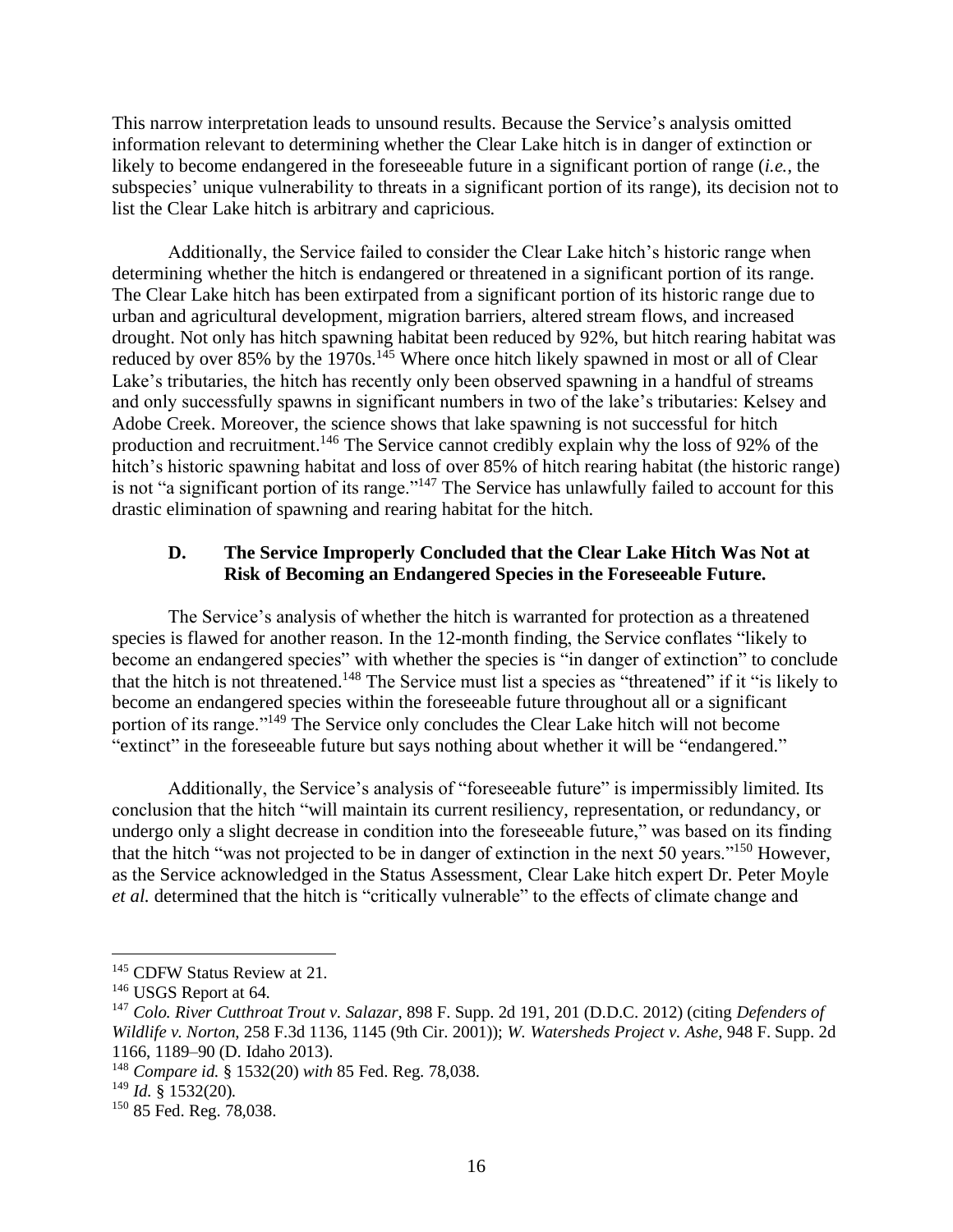This narrow interpretation leads to unsound results. Because the Service's analysis omitted information relevant to determining whether the Clear Lake hitch is in danger of extinction or likely to become endangered in the foreseeable future in a significant portion of range (*i.e.*, the subspecies' unique vulnerability to threats in a significant portion of its range), its decision not to list the Clear Lake hitch is arbitrary and capricious.

Additionally, the Service failed to consider the Clear Lake hitch's historic range when determining whether the hitch is endangered or threatened in a significant portion of its range. The Clear Lake hitch has been extirpated from a significant portion of its historic range due to urban and agricultural development, migration barriers, altered stream flows, and increased drought. Not only has hitch spawning habitat been reduced by 92%, but hitch rearing habitat was reduced by over 85% by the 1970s.[145] Where once hitch likely spawned in most or all of Clear Lake's tributaries, the hitch has recently only been observed spawning in a handful of streams and only successfully spawns in significant numbers in two of the lake's tributaries: Kelsey and Adobe Creek. Moreover, the science shows that lake spawning is not successful for hitch production and recruitment.[146] The Service cannot credibly explain why the loss of 92% of the hitch's historic spawning habitat and loss of over 85% of hitch rearing habitat (the historic range) is not "a significant portion of its range."[147] The Service has unlawfully failed to account for this drastic elimination of spawning and rearing habitat for the hitch.

### D. The Service Improperly Concluded that the Clear Lake Hitch Was Not at Risk of Becoming an Endangered Species in the Foreseeable Future.

The Service's analysis of whether the hitch is warranted for protection as a threatened species is flawed for another reason. In the 12-month finding, the Service conflates "likely to become an endangered species" with whether the species is "in danger of extinction" to conclude that the hitch is not threatened.[148] The Service must list a species as "threatened" if it "is likely to become an endangered species within the foreseeable future throughout all or a significant portion of its range."[149] The Service only concludes the Clear Lake hitch will not become "extinct" in the foreseeable future but says nothing about whether it will be "endangered."

Additionally, the Service's analysis of "foreseeable future" is impermissibly limited. Its conclusion that the hitch "will maintain its current resiliency, representation, or redundancy, or undergo only a slight decrease in condition into the foreseeable future," was based on its finding that the hitch "was not projected to be in danger of extinction in the next 50 years."[150] However, as the Service acknowledged in the Status Assessment, Clear Lake hitch expert Dr. Peter Moyle *et al.* determined that the hitch is "critically vulnerable" to the effects of climate change and

---

[145] CDFW Status Review at 21.

[146] USGS Report at 64.

[147] *Colo. River Cutthroat Trout v. Salazar*, 898 F. Supp. 2d 191, 201 (D.D.C. 2012) (citing *Defenders of Wildlife v. Norton*, 258 F.3d 1136, 1145 (9th Cir. 2001)); *W. Watersheds Project v. Ashe*, 948 F. Supp. 2d 1166, 1189–90 (D. Idaho 2013).

[148] *Compare id.* § 1532(20) *with* 85 Fed. Reg. 78,038.

[149] *Id.* § 1532(20).

[150] 85 Fed. Reg. 78,038.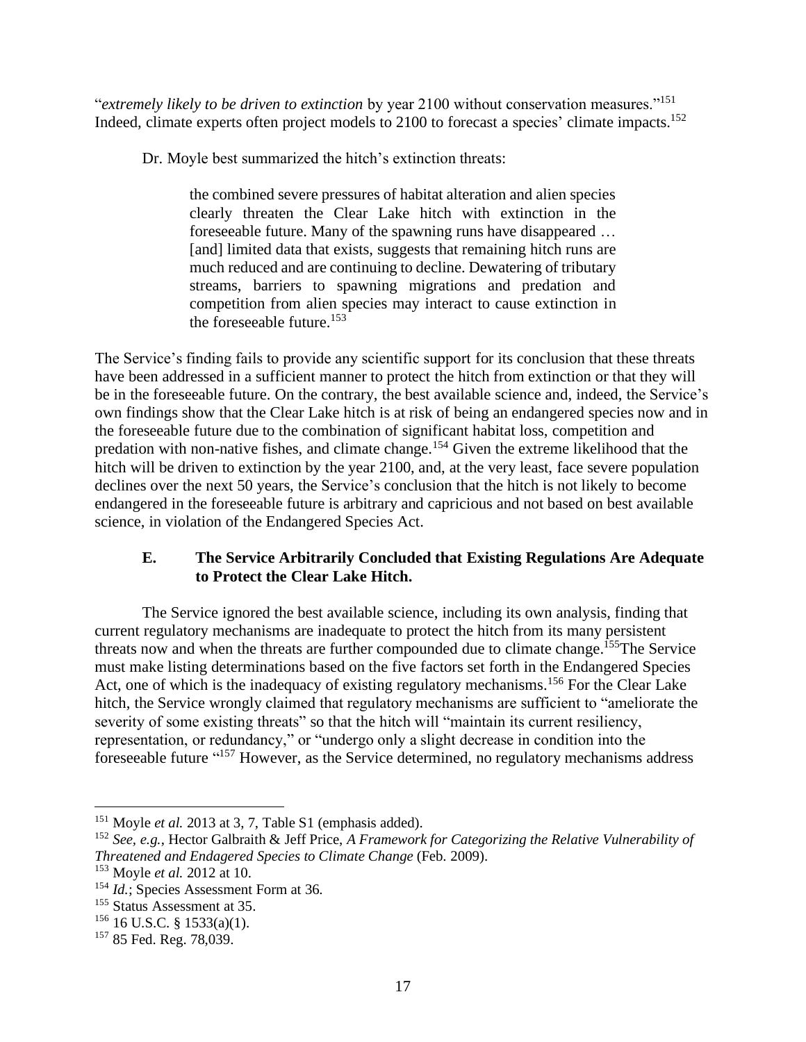"*extremely likely to be driven to extinction* by year 2100 without conservation measures."[151] Indeed, climate experts often project models to 2100 to forecast a species' climate impacts.[152]

Dr. Moyle best summarized the hitch's extinction threats:

> the combined severe pressures of habitat alteration and alien species clearly threaten the Clear Lake hitch with extinction in the foreseeable future. Many of the spawning runs have disappeared … [and] limited data that exists, suggests that remaining hitch runs are much reduced and are continuing to decline. Dewatering of tributary streams, barriers to spawning migrations and predation and competition from alien species may interact to cause extinction in the foreseeable future.[153]

The Service's finding fails to provide any scientific support for its conclusion that these threats have been addressed in a sufficient manner to protect the hitch from extinction or that they will be in the foreseeable future. On the contrary, the best available science and, indeed, the Service's own findings show that the Clear Lake hitch is at risk of being an endangered species now and in the foreseeable future due to the combination of significant habitat loss, competition and predation with non-native fishes, and climate change.[154] Given the extreme likelihood that the hitch will be driven to extinction by the year 2100, and, at the very least, face severe population declines over the next 50 years, the Service's conclusion that the hitch is not likely to become endangered in the foreseeable future is arbitrary and capricious and not based on best available science, in violation of the Endangered Species Act.

### E. The Service Arbitrarily Concluded that Existing Regulations Are Adequate to Protect the Clear Lake Hitch.

The Service ignored the best available science, including its own analysis, finding that current regulatory mechanisms are inadequate to protect the hitch from its many persistent threats now and when the threats are further compounded due to climate change.[155]The Service must make listing determinations based on the five factors set forth in the Endangered Species Act, one of which is the inadequacy of existing regulatory mechanisms.[156] For the Clear Lake hitch, the Service wrongly claimed that regulatory mechanisms are sufficient to "ameliorate the severity of some existing threats" so that the hitch will "maintain its current resiliency, representation, or redundancy," or "undergo only a slight decrease in condition into the foreseeable future "[157] However, as the Service determined, no regulatory mechanisms address

---

[151] Moyle *et al.* 2013 at 3, 7, Table S1 (emphasis added).

[152] *See, e.g.*, Hector Galbraith & Jeff Price, *A Framework for Categorizing the Relative Vulnerability of Threatened and Endagered Species to Climate Change* (Feb. 2009).

[153] Moyle *et al.* 2012 at 10.

[154] *Id.*; Species Assessment Form at 36.

[155] Status Assessment at 35.

[156] 16 U.S.C. § 1533(a)(1).

[157] 85 Fed. Reg. 78,039.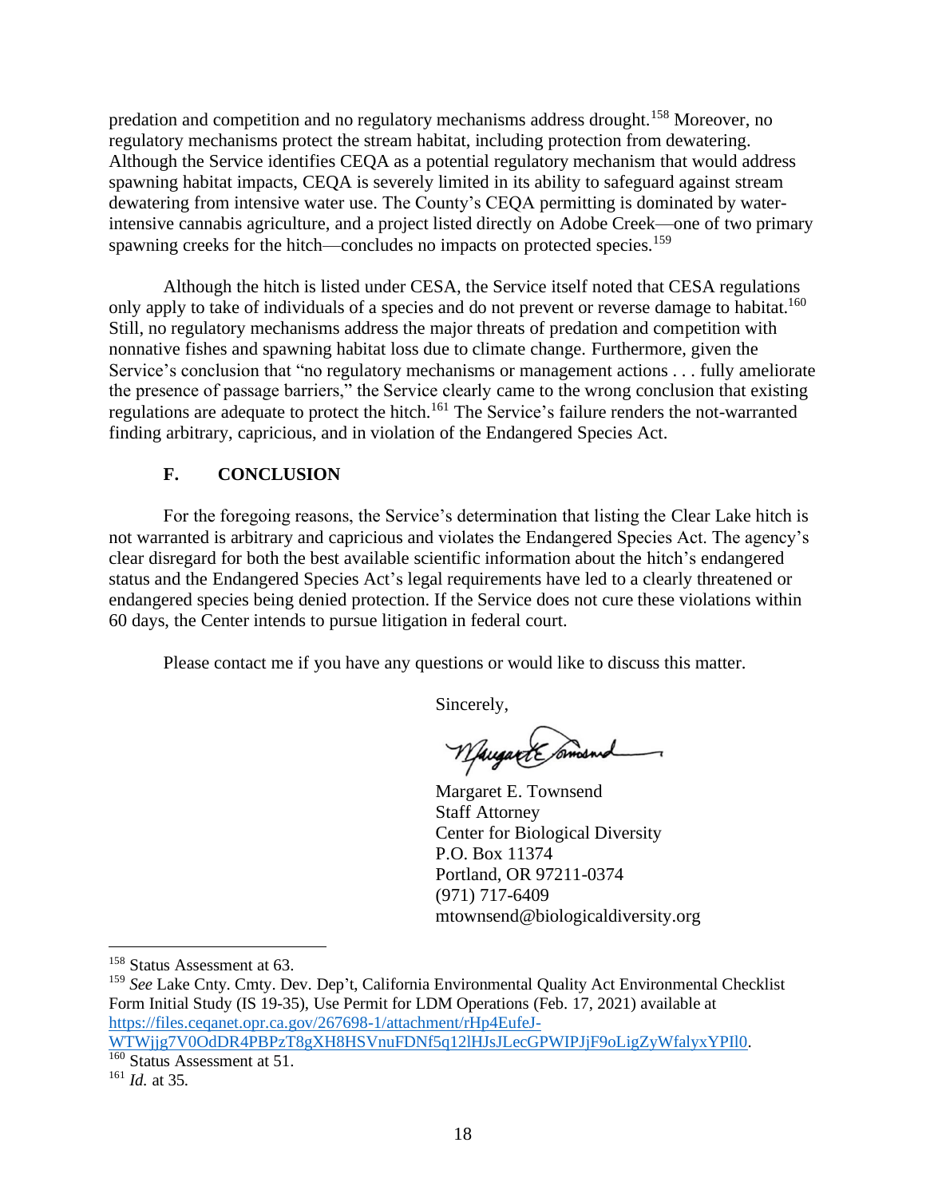predation and competition and no regulatory mechanisms address drought.[158] Moreover, no regulatory mechanisms protect the stream habitat, including protection from dewatering. Although the Service identifies CEQA as a potential regulatory mechanism that would address spawning habitat impacts, CEQA is severely limited in its ability to safeguard against stream dewatering from intensive water use. The County's CEQA permitting is dominated by water-intensive cannabis agriculture, and a project listed directly on Adobe Creek—one of two primary spawning creeks for the hitch—concludes no impacts on protected species.[159]

Although the hitch is listed under CESA, the Service itself noted that CESA regulations only apply to take of individuals of a species and do not prevent or reverse damage to habitat.[160] Still, no regulatory mechanisms address the major threats of predation and competition with nonnative fishes and spawning habitat loss due to climate change. Furthermore, given the Service's conclusion that "no regulatory mechanisms or management actions . . . fully ameliorate the presence of passage barriers," the Service clearly came to the wrong conclusion that existing regulations are adequate to protect the hitch.[161] The Service's failure renders the not-warranted finding arbitrary, capricious, and in violation of the Endangered Species Act.

## F. CONCLUSION

For the foregoing reasons, the Service's determination that listing the Clear Lake hitch is not warranted is arbitrary and capricious and violates the Endangered Species Act. The agency's clear disregard for both the best available scientific information about the hitch's endangered status and the Endangered Species Act's legal requirements have led to a clearly threatened or endangered species being denied protection. If the Service does not cure these violations within 60 days, the Center intends to pursue litigation in federal court.

Please contact me if you have any questions or would like to discuss this matter.

Sincerely,

Margaret E. Townsend
Staff Attorney
Center for Biological Diversity
P.O. Box 11374
Portland, OR 97211-0374
(971) 717-6409
mtownsend@biologicaldiversity.org

---

[158] Status Assessment at 63.

[159] *See* Lake Cnty. Cmty. Dev. Dep't, California Environmental Quality Act Environmental Checklist Form Initial Study (IS 19-35), Use Permit for LDM Operations (Feb. 17, 2021) available at https://files.ceqanet.opr.ca.gov/267698-1/attachment/rHp4EufeJ-WTWjjg7V0OdDR4PBPzT8gXH8HSVnuFDNf5q12lHJsJLecGPWIPJjF9oLigZyWfalyxYPIl0.

[160] Status Assessment at 51.

[161] *Id.* at 35.